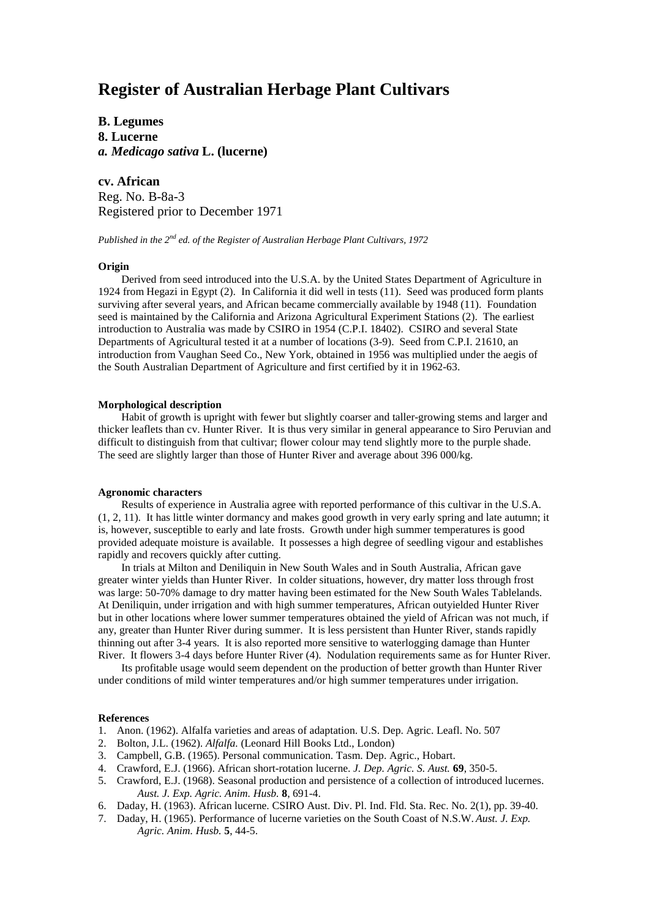# Register of Australian Herbage Plant Cultivars

**B. Legumes**
**8. Lucerne**
***a. Medicago sativa* L. (lucerne)**

**cv. African**
Reg. No. B-8a-3
Registered prior to December 1971

*Published in the 2nd ed. of the Register of Australian Herbage Plant Cultivars, 1972*

**Origin**

Derived from seed introduced into the U.S.A. by the United States Department of Agriculture in 1924 from Hegazi in Egypt (2). In California it did well in tests (11). Seed was produced form plants surviving after several years, and African became commercially available by 1948 (11). Foundation seed is maintained by the California and Arizona Agricultural Experiment Stations (2). The earliest introduction to Australia was made by CSIRO in 1954 (C.P.I. 18402). CSIRO and several State Departments of Agricultural tested it at a number of locations (3-9). Seed from C.P.I. 21610, an introduction from Vaughan Seed Co., New York, obtained in 1956 was multiplied under the aegis of the South Australian Department of Agriculture and first certified by it in 1962-63.

**Morphological description**

Habit of growth is upright with fewer but slightly coarser and taller-growing stems and larger and thicker leaflets than cv. Hunter River. It is thus very similar in general appearance to Siro Peruvian and difficult to distinguish from that cultivar; flower colour may tend slightly more to the purple shade. The seed are slightly larger than those of Hunter River and average about 396 000/kg.

**Agronomic characters**

Results of experience in Australia agree with reported performance of this cultivar in the U.S.A. (1, 2, 11). It has little winter dormancy and makes good growth in very early spring and late autumn; it is, however, susceptible to early and late frosts. Growth under high summer temperatures is good provided adequate moisture is available. It possesses a high degree of seedling vigour and establishes rapidly and recovers quickly after cutting.

In trials at Milton and Deniliquin in New South Wales and in South Australia, African gave greater winter yields than Hunter River. In colder situations, however, dry matter loss through frost was large: 50-70% damage to dry matter having been estimated for the New South Wales Tablelands. At Deniliquin, under irrigation and with high summer temperatures, African outyielded Hunter River but in other locations where lower summer temperatures obtained the yield of African was not much, if any, greater than Hunter River during summer. It is less persistent than Hunter River, stands rapidly thinning out after 3-4 years. It is also reported more sensitive to waterlogging damage than Hunter River. It flowers 3-4 days before Hunter River (4). Nodulation requirements same as for Hunter River.

Its profitable usage would seem dependent on the production of better growth than Hunter River under conditions of mild winter temperatures and/or high summer temperatures under irrigation.

**References**

1. Anon. (1962). Alfalfa varieties and areas of adaptation. U.S. Dep. Agric. Leafl. No. 507
2. Bolton, J.L. (1962). *Alfalfa.* (Leonard Hill Books Ltd., London)
3. Campbell, G.B. (1965). Personal communication. Tasm. Dep. Agric., Hobart.
4. Crawford, E.J. (1966). African short-rotation lucerne. *J. Dep. Agric. S. Aust.* **69**, 350-5.
5. Crawford, E.J. (1968). Seasonal production and persistence of a collection of introduced lucernes. *Aust. J. Exp. Agric. Anim. Husb.* **8**, 691-4.
6. Daday, H. (1963). African lucerne. CSIRO Aust. Div. Pl. Ind. Fld. Sta. Rec. No. 2(1), pp. 39-40.
7. Daday, H. (1965). Performance of lucerne varieties on the South Coast of N.S.W. *Aust. J. Exp. Agric. Anim. Husb.* **5**, 44-5.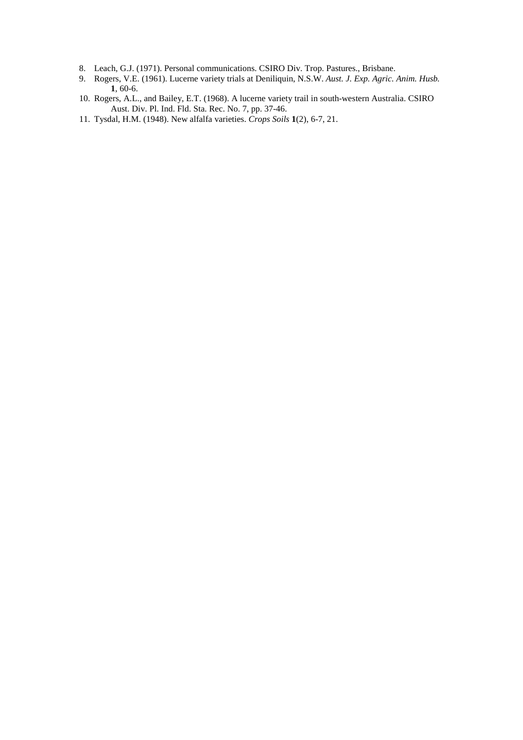8. Leach, G.J. (1971). Personal communications. CSIRO Div. Trop. Pastures., Brisbane.
9. Rogers, V.E. (1961). Lucerne variety trials at Deniliquin, N.S.W. *Aust. J. Exp. Agric. Anim. Husb.* **1**, 60-6.
10. Rogers, A.L., and Bailey, E.T. (1968). A lucerne variety trail in south-western Australia. CSIRO Aust. Div. Pl. Ind. Fld. Sta. Rec. No. 7, pp. 37-46.
11. Tysdal, H.M. (1948). New alfalfa varieties. *Crops Soils* **1**(2), 6-7, 21.